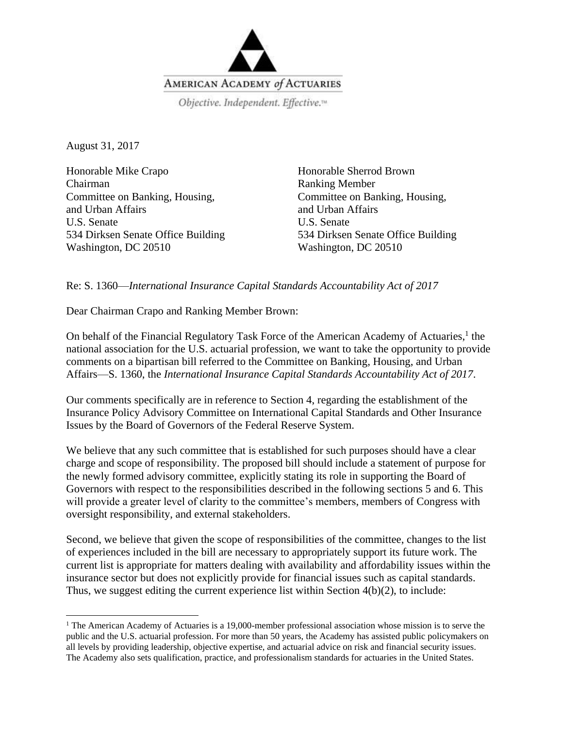AMERICAN ACADEMY *of* ACTUARIES

*Objective. Independent. Effective.*™

August 31, 2017

Honorable Mike Crapo
Chairman
Committee on Banking, Housing,
and Urban Affairs
U.S. Senate
534 Dirksen Senate Office Building
Washington, DC 20510

Honorable Sherrod Brown
Ranking Member
Committee on Banking, Housing,
and Urban Affairs
U.S. Senate
534 Dirksen Senate Office Building
Washington, DC 20510

Re: S. 1360—*International Insurance Capital Standards Accountability Act of 2017*

Dear Chairman Crapo and Ranking Member Brown:

On behalf of the Financial Regulatory Task Force of the American Academy of Actuaries,[1] the national association for the U.S. actuarial profession, we want to take the opportunity to provide comments on a bipartisan bill referred to the Committee on Banking, Housing, and Urban Affairs—S. 1360, the *International Insurance Capital Standards Accountability Act of 2017*.

Our comments specifically are in reference to Section 4, regarding the establishment of the Insurance Policy Advisory Committee on International Capital Standards and Other Insurance Issues by the Board of Governors of the Federal Reserve System.

We believe that any such committee that is established for such purposes should have a clear charge and scope of responsibility. The proposed bill should include a statement of purpose for the newly formed advisory committee, explicitly stating its role in supporting the Board of Governors with respect to the responsibilities described in the following sections 5 and 6. This will provide a greater level of clarity to the committee's members, members of Congress with oversight responsibility, and external stakeholders.

Second, we believe that given the scope of responsibilities of the committee, changes to the list of experiences included in the bill are necessary to appropriately support its future work. The current list is appropriate for matters dealing with availability and affordability issues within the insurance sector but does not explicitly provide for financial issues such as capital standards. Thus, we suggest editing the current experience list within Section 4(b)(2), to include:

---

[1] The American Academy of Actuaries is a 19,000-member professional association whose mission is to serve the public and the U.S. actuarial profession. For more than 50 years, the Academy has assisted public policymakers on all levels by providing leadership, objective expertise, and actuarial advice on risk and financial security issues. The Academy also sets qualification, practice, and professionalism standards for actuaries in the United States.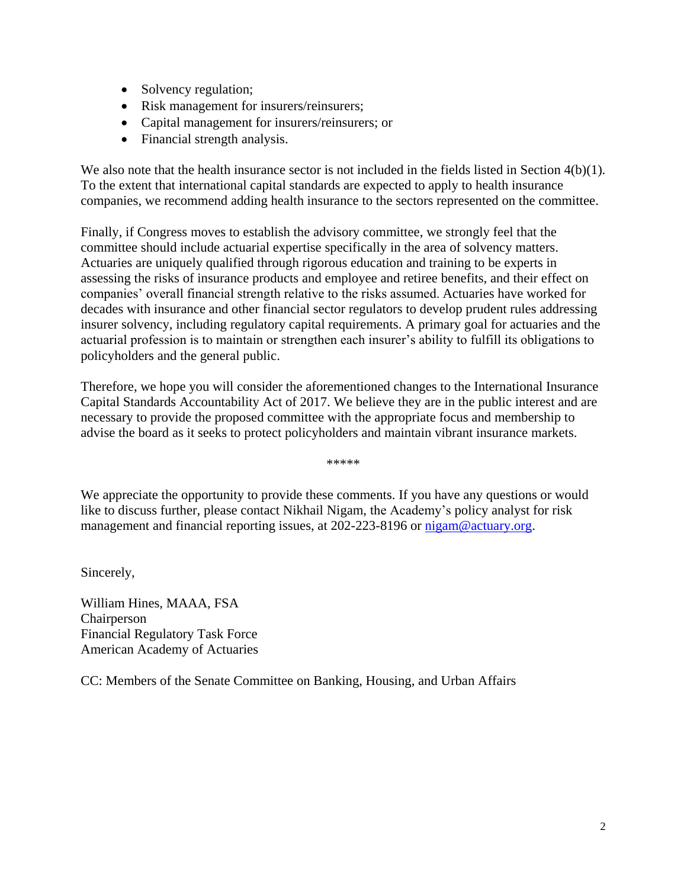- Solvency regulation;
- Risk management for insurers/reinsurers;
- Capital management for insurers/reinsurers; or
- Financial strength analysis.

We also note that the health insurance sector is not included in the fields listed in Section 4(b)(1). To the extent that international capital standards are expected to apply to health insurance companies, we recommend adding health insurance to the sectors represented on the committee.

Finally, if Congress moves to establish the advisory committee, we strongly feel that the committee should include actuarial expertise specifically in the area of solvency matters. Actuaries are uniquely qualified through rigorous education and training to be experts in assessing the risks of insurance products and employee and retiree benefits, and their effect on companies' overall financial strength relative to the risks assumed. Actuaries have worked for decades with insurance and other financial sector regulators to develop prudent rules addressing insurer solvency, including regulatory capital requirements. A primary goal for actuaries and the actuarial profession is to maintain or strengthen each insurer's ability to fulfill its obligations to policyholders and the general public.

Therefore, we hope you will consider the aforementioned changes to the International Insurance Capital Standards Accountability Act of 2017. We believe they are in the public interest and are necessary to provide the proposed committee with the appropriate focus and membership to advise the board as it seeks to protect policyholders and maintain vibrant insurance markets.

*****

We appreciate the opportunity to provide these comments. If you have any questions or would like to discuss further, please contact Nikhail Nigam, the Academy's policy analyst for risk management and financial reporting issues, at 202-223-8196 or [nigam@actuary.org](mailto:nigam@actuary.org).

Sincerely,

William Hines, MAAA, FSA
Chairperson
Financial Regulatory Task Force
American Academy of Actuaries

CC: Members of the Senate Committee on Banking, Housing, and Urban Affairs